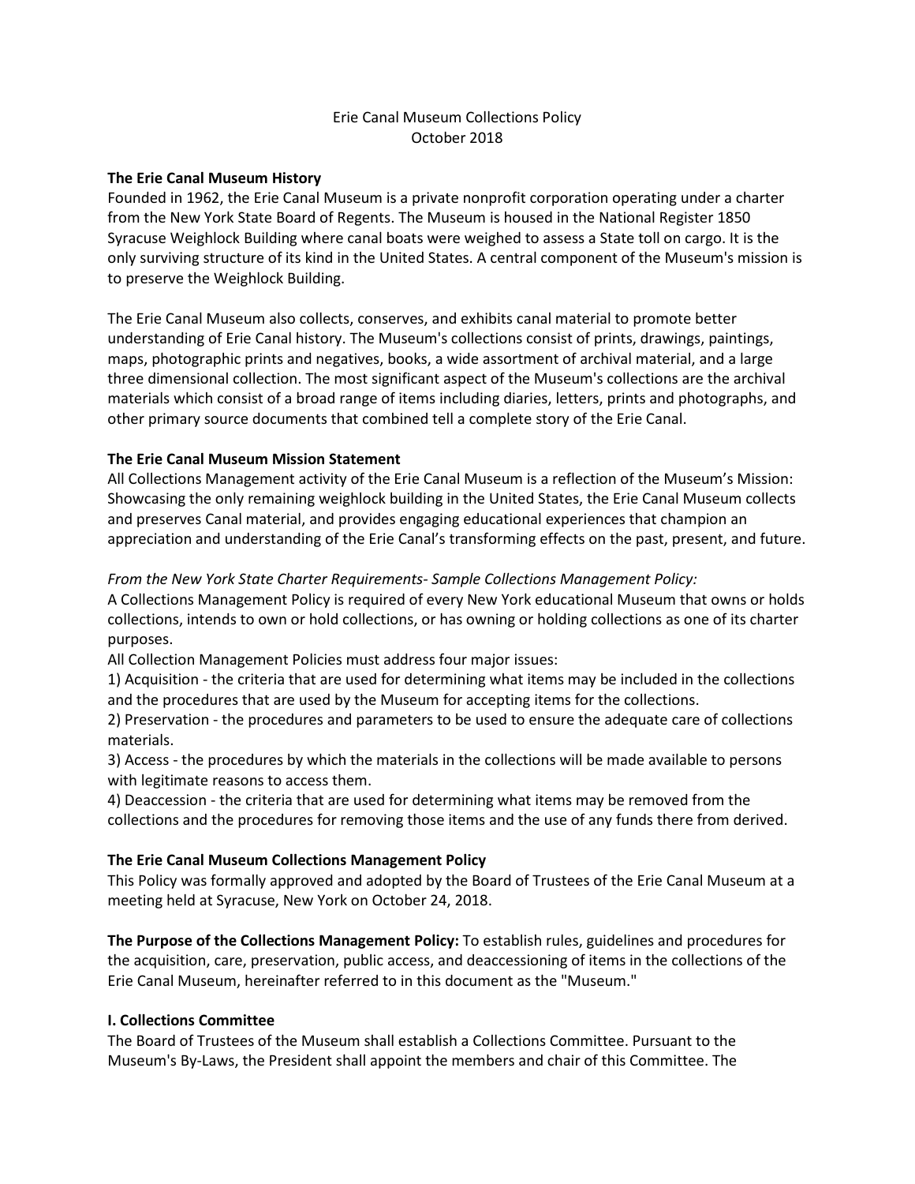# Erie Canal Museum Collections Policy
October 2018

**The Erie Canal Museum History**
Founded in 1962, the Erie Canal Museum is a private nonprofit corporation operating under a charter from the New York State Board of Regents. The Museum is housed in the National Register 1850 Syracuse Weighlock Building where canal boats were weighed to assess a State toll on cargo. It is the only surviving structure of its kind in the United States. A central component of the Museum's mission is to preserve the Weighlock Building.

The Erie Canal Museum also collects, conserves, and exhibits canal material to promote better understanding of Erie Canal history. The Museum's collections consist of prints, drawings, paintings, maps, photographic prints and negatives, books, a wide assortment of archival material, and a large three dimensional collection. The most significant aspect of the Museum's collections are the archival materials which consist of a broad range of items including diaries, letters, prints and photographs, and other primary source documents that combined tell a complete story of the Erie Canal.

**The Erie Canal Museum Mission Statement**
All Collections Management activity of the Erie Canal Museum is a reflection of the Museum's Mission: Showcasing the only remaining weighlock building in the United States, the Erie Canal Museum collects and preserves Canal material, and provides engaging educational experiences that champion an appreciation and understanding of the Erie Canal's transforming effects on the past, present, and future.

*From the New York State Charter Requirements- Sample Collections Management Policy:*
A Collections Management Policy is required of every New York educational Museum that owns or holds collections, intends to own or hold collections, or has owning or holding collections as one of its charter purposes.
All Collection Management Policies must address four major issues:
1) Acquisition - the criteria that are used for determining what items may be included in the collections and the procedures that are used by the Museum for accepting items for the collections.
2) Preservation - the procedures and parameters to be used to ensure the adequate care of collections materials.
3) Access - the procedures by which the materials in the collections will be made available to persons with legitimate reasons to access them.
4) Deaccession - the criteria that are used for determining what items may be removed from the collections and the procedures for removing those items and the use of any funds there from derived.

**The Erie Canal Museum Collections Management Policy**
This Policy was formally approved and adopted by the Board of Trustees of the Erie Canal Museum at a meeting held at Syracuse, New York on October 24, 2018.

**The Purpose of the Collections Management Policy:** To establish rules, guidelines and procedures for the acquisition, care, preservation, public access, and deaccessioning of items in the collections of the Erie Canal Museum, hereinafter referred to in this document as the "Museum."

**I. Collections Committee**
The Board of Trustees of the Museum shall establish a Collections Committee. Pursuant to the Museum's By-Laws, the President shall appoint the members and chair of this Committee. The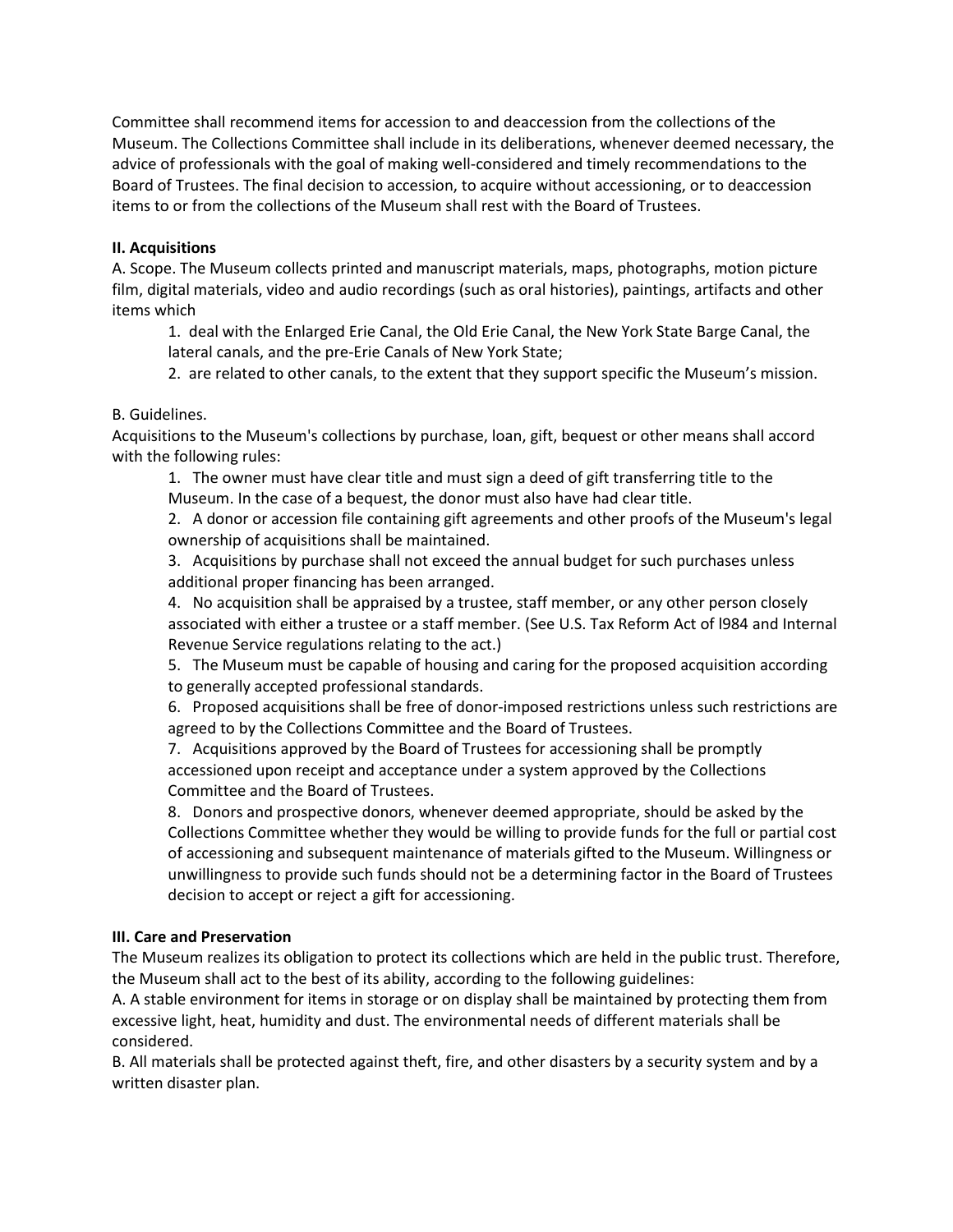Committee shall recommend items for accession to and deaccession from the collections of the Museum. The Collections Committee shall include in its deliberations, whenever deemed necessary, the advice of professionals with the goal of making well-considered and timely recommendations to the Board of Trustees. The final decision to accession, to acquire without accessioning, or to deaccession items to or from the collections of the Museum shall rest with the Board of Trustees.

**II. Acquisitions**

A. Scope. The Museum collects printed and manuscript materials, maps, photographs, motion picture film, digital materials, video and audio recordings (such as oral histories), paintings, artifacts and other items which

1. deal with the Enlarged Erie Canal, the Old Erie Canal, the New York State Barge Canal, the lateral canals, and the pre-Erie Canals of New York State;
2. are related to other canals, to the extent that they support specific the Museum's mission.

B. Guidelines.

Acquisitions to the Museum's collections by purchase, loan, gift, bequest or other means shall accord with the following rules:

1. The owner must have clear title and must sign a deed of gift transferring title to the Museum. In the case of a bequest, the donor must also have had clear title.
2. A donor or accession file containing gift agreements and other proofs of the Museum's legal ownership of acquisitions shall be maintained.
3. Acquisitions by purchase shall not exceed the annual budget for such purchases unless additional proper financing has been arranged.
4. No acquisition shall be appraised by a trustee, staff member, or any other person closely associated with either a trustee or a staff member. (See U.S. Tax Reform Act of l984 and Internal Revenue Service regulations relating to the act.)
5. The Museum must be capable of housing and caring for the proposed acquisition according to generally accepted professional standards.
6. Proposed acquisitions shall be free of donor-imposed restrictions unless such restrictions are agreed to by the Collections Committee and the Board of Trustees.
7. Acquisitions approved by the Board of Trustees for accessioning shall be promptly accessioned upon receipt and acceptance under a system approved by the Collections Committee and the Board of Trustees.
8. Donors and prospective donors, whenever deemed appropriate, should be asked by the Collections Committee whether they would be willing to provide funds for the full or partial cost of accessioning and subsequent maintenance of materials gifted to the Museum. Willingness or unwillingness to provide such funds should not be a determining factor in the Board of Trustees decision to accept or reject a gift for accessioning.

**III. Care and Preservation**

The Museum realizes its obligation to protect its collections which are held in the public trust. Therefore, the Museum shall act to the best of its ability, according to the following guidelines:

A. A stable environment for items in storage or on display shall be maintained by protecting them from excessive light, heat, humidity and dust. The environmental needs of different materials shall be considered.

B. All materials shall be protected against theft, fire, and other disasters by a security system and by a written disaster plan.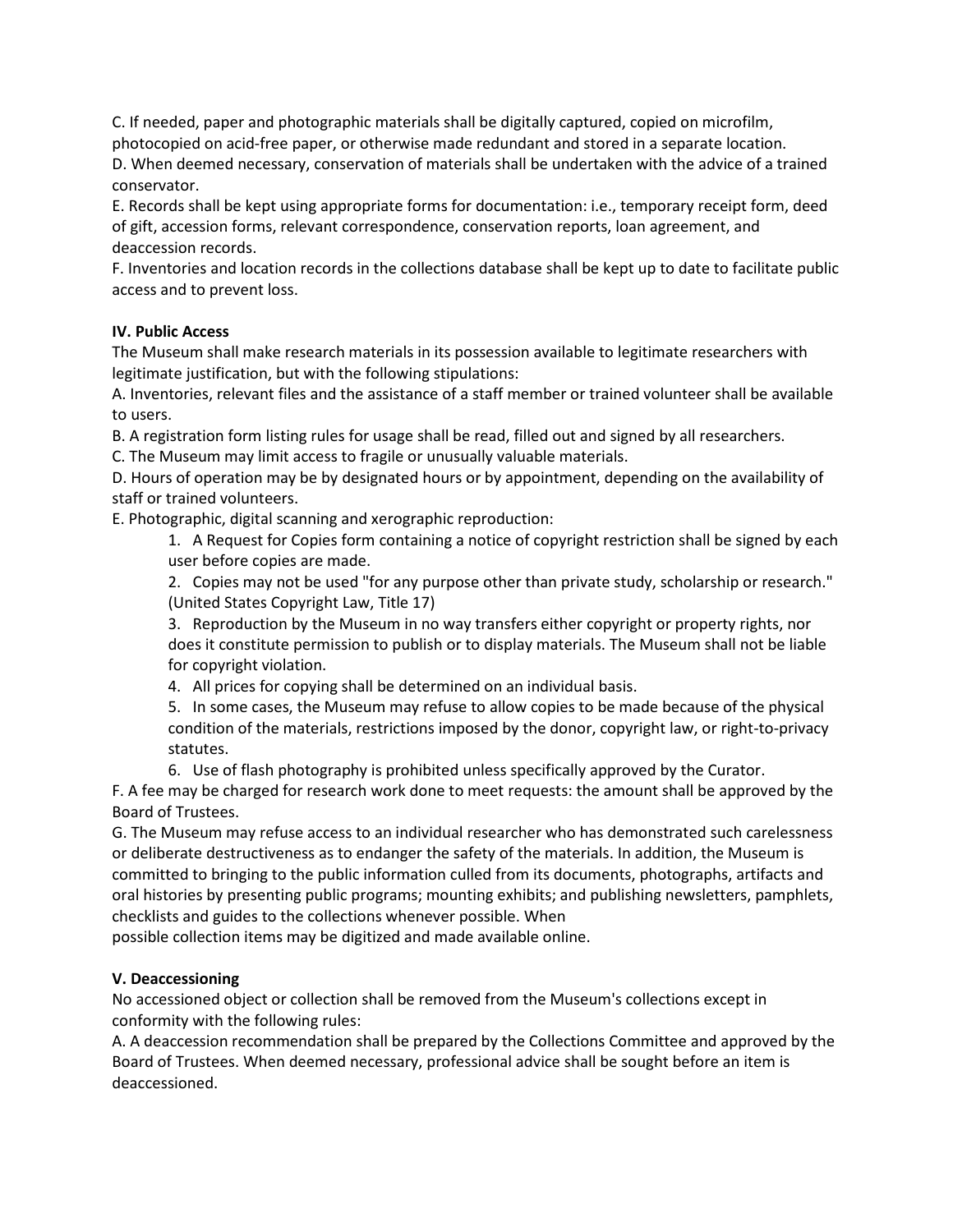C. If needed, paper and photographic materials shall be digitally captured, copied on microfilm, photocopied on acid-free paper, or otherwise made redundant and stored in a separate location.
D. When deemed necessary, conservation of materials shall be undertaken with the advice of a trained conservator.
E. Records shall be kept using appropriate forms for documentation: i.e., temporary receipt form, deed of gift, accession forms, relevant correspondence, conservation reports, loan agreement, and deaccession records.
F. Inventories and location records in the collections database shall be kept up to date to facilitate public access and to prevent loss.

**IV. Public Access**

The Museum shall make research materials in its possession available to legitimate researchers with legitimate justification, but with the following stipulations:
A. Inventories, relevant files and the assistance of a staff member or trained volunteer shall be available to users.
B. A registration form listing rules for usage shall be read, filled out and signed by all researchers.
C. The Museum may limit access to fragile or unusually valuable materials.
D. Hours of operation may be by designated hours or by appointment, depending on the availability of staff or trained volunteers.
E. Photographic, digital scanning and xerographic reproduction:

1. A Request for Copies form containing a notice of copyright restriction shall be signed by each user before copies are made.
2. Copies may not be used "for any purpose other than private study, scholarship or research." (United States Copyright Law, Title 17)
3. Reproduction by the Museum in no way transfers either copyright or property rights, nor does it constitute permission to publish or to display materials. The Museum shall not be liable for copyright violation.
4. All prices for copying shall be determined on an individual basis.
5. In some cases, the Museum may refuse to allow copies to be made because of the physical condition of the materials, restrictions imposed by the donor, copyright law, or right-to-privacy statutes.
6. Use of flash photography is prohibited unless specifically approved by the Curator.

F. A fee may be charged for research work done to meet requests: the amount shall be approved by the Board of Trustees.
G. The Museum may refuse access to an individual researcher who has demonstrated such carelessness or deliberate destructiveness as to endanger the safety of the materials. In addition, the Museum is committed to bringing to the public information culled from its documents, photographs, artifacts and oral histories by presenting public programs; mounting exhibits; and publishing newsletters, pamphlets, checklists and guides to the collections whenever possible. When possible collection items may be digitized and made available online.

**V. Deaccessioning**

No accessioned object or collection shall be removed from the Museum's collections except in conformity with the following rules:
A. A deaccession recommendation shall be prepared by the Collections Committee and approved by the Board of Trustees. When deemed necessary, professional advice shall be sought before an item is deaccessioned.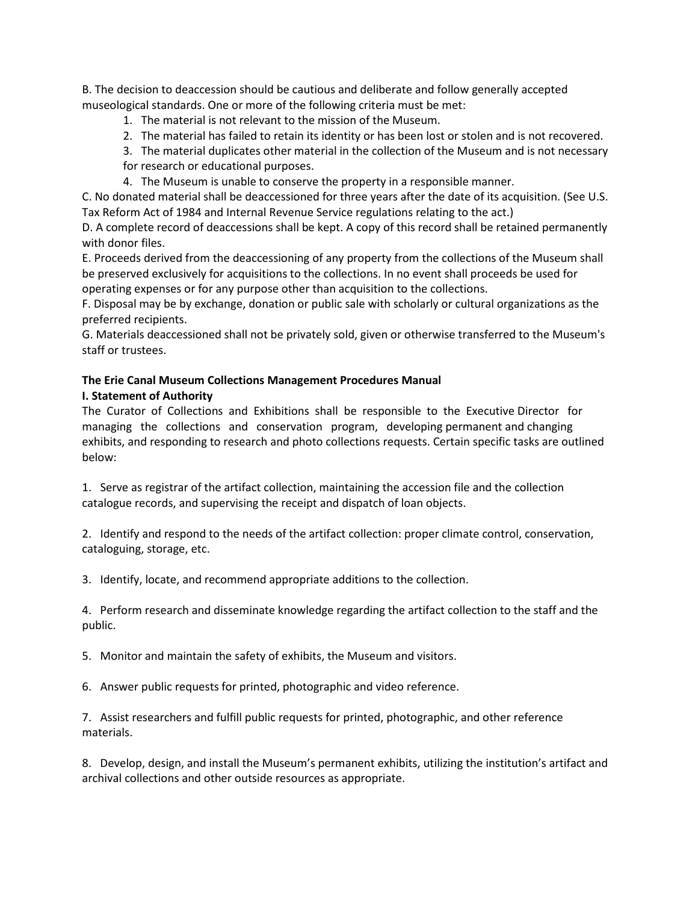B. The decision to deaccession should be cautious and deliberate and follow generally accepted museological standards. One or more of the following criteria must be met:

1. The material is not relevant to the mission of the Museum.
2. The material has failed to retain its identity or has been lost or stolen and is not recovered.
3. The material duplicates other material in the collection of the Museum and is not necessary for research or educational purposes.
4. The Museum is unable to conserve the property in a responsible manner.

C. No donated material shall be deaccessioned for three years after the date of its acquisition. (See U.S. Tax Reform Act of 1984 and Internal Revenue Service regulations relating to the act.)

D. A complete record of deaccessions shall be kept. A copy of this record shall be retained permanently with donor files.

E. Proceeds derived from the deaccessioning of any property from the collections of the Museum shall be preserved exclusively for acquisitions to the collections. In no event shall proceeds be used for operating expenses or for any purpose other than acquisition to the collections.

F. Disposal may be by exchange, donation or public sale with scholarly or cultural organizations as the preferred recipients.

G. Materials deaccessioned shall not be privately sold, given or otherwise transferred to the Museum's staff or trustees.

**The Erie Canal Museum Collections Management Procedures Manual**

**I. Statement of Authority**

The Curator of Collections and Exhibitions shall be responsible to the Executive Director for managing the collections and conservation program, developing permanent and changing exhibits, and responding to research and photo collections requests. Certain specific tasks are outlined below:

1. Serve as registrar of the artifact collection, maintaining the accession file and the collection catalogue records, and supervising the receipt and dispatch of loan objects.

2. Identify and respond to the needs of the artifact collection: proper climate control, conservation, cataloguing, storage, etc.

3. Identify, locate, and recommend appropriate additions to the collection.

4. Perform research and disseminate knowledge regarding the artifact collection to the staff and the public.

5. Monitor and maintain the safety of exhibits, the Museum and visitors.

6. Answer public requests for printed, photographic and video reference.

7. Assist researchers and fulfill public requests for printed, photographic, and other reference materials.

8. Develop, design, and install the Museum's permanent exhibits, utilizing the institution's artifact and archival collections and other outside resources as appropriate.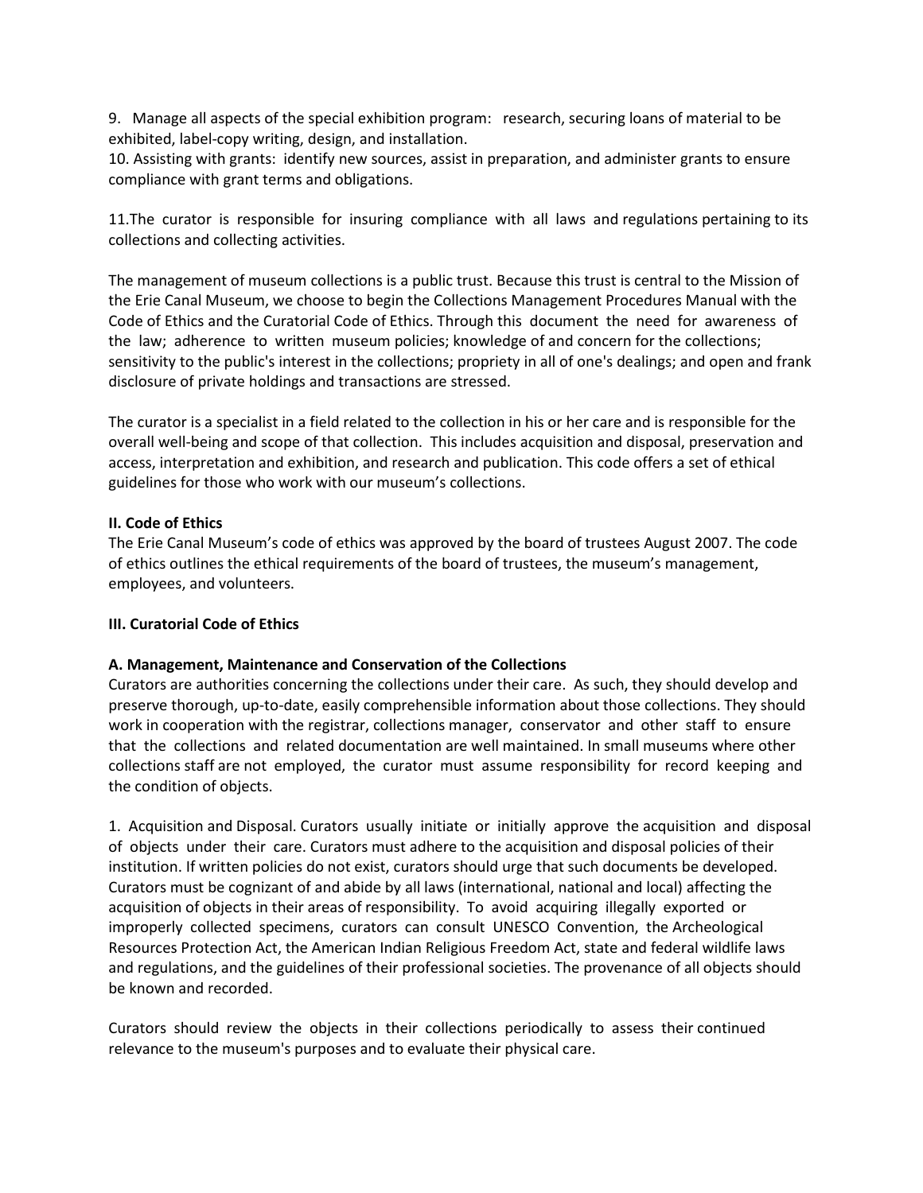9. Manage all aspects of the special exhibition program: research, securing loans of material to be exhibited, label-copy writing, design, and installation.
10. Assisting with grants: identify new sources, assist in preparation, and administer grants to ensure compliance with grant terms and obligations.

11.The curator is responsible for insuring compliance with all laws and regulations pertaining to its collections and collecting activities.

The management of museum collections is a public trust. Because this trust is central to the Mission of the Erie Canal Museum, we choose to begin the Collections Management Procedures Manual with the Code of Ethics and the Curatorial Code of Ethics. Through this document the need for awareness of the law; adherence to written museum policies; knowledge of and concern for the collections; sensitivity to the public's interest in the collections; propriety in all of one's dealings; and open and frank disclosure of private holdings and transactions are stressed.

The curator is a specialist in a field related to the collection in his or her care and is responsible for the overall well-being and scope of that collection. This includes acquisition and disposal, preservation and access, interpretation and exhibition, and research and publication. This code offers a set of ethical guidelines for those who work with our museum's collections.

**II. Code of Ethics**

The Erie Canal Museum's code of ethics was approved by the board of trustees August 2007. The code of ethics outlines the ethical requirements of the board of trustees, the museum's management, employees, and volunteers.

**III. Curatorial Code of Ethics**

**A. Management, Maintenance and Conservation of the Collections**

Curators are authorities concerning the collections under their care. As such, they should develop and preserve thorough, up-to-date, easily comprehensible information about those collections. They should work in cooperation with the registrar, collections manager, conservator and other staff to ensure that the collections and related documentation are well maintained. In small museums where other collections staff are not employed, the curator must assume responsibility for record keeping and the condition of objects.

1. Acquisition and Disposal. Curators usually initiate or initially approve the acquisition and disposal of objects under their care. Curators must adhere to the acquisition and disposal policies of their institution. If written policies do not exist, curators should urge that such documents be developed. Curators must be cognizant of and abide by all laws (international, national and local) affecting the acquisition of objects in their areas of responsibility. To avoid acquiring illegally exported or improperly collected specimens, curators can consult UNESCO Convention, the Archeological Resources Protection Act, the American Indian Religious Freedom Act, state and federal wildlife laws and regulations, and the guidelines of their professional societies. The provenance of all objects should be known and recorded.

Curators should review the objects in their collections periodically to assess their continued relevance to the museum's purposes and to evaluate their physical care.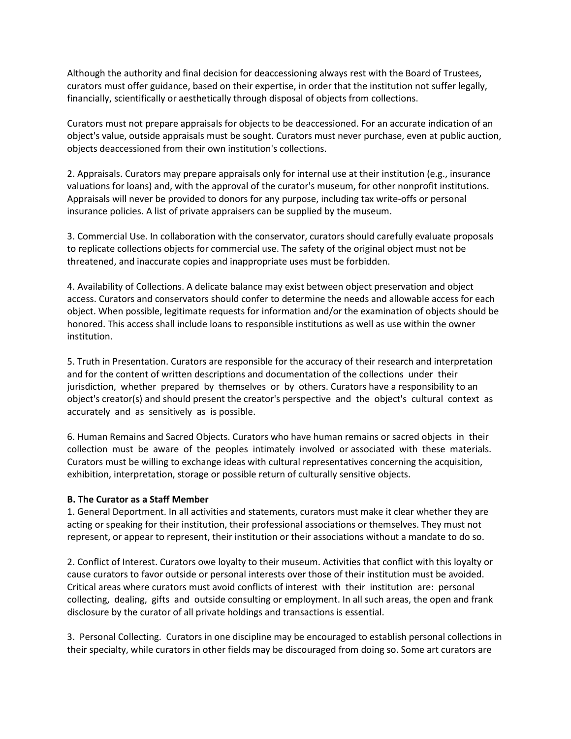Although the authority and final decision for deaccessioning always rest with the Board of Trustees, curators must offer guidance, based on their expertise, in order that the institution not suffer legally, financially, scientifically or aesthetically through disposal of objects from collections.

Curators must not prepare appraisals for objects to be deaccessioned. For an accurate indication of an object's value, outside appraisals must be sought. Curators must never purchase, even at public auction, objects deaccessioned from their own institution's collections.

2. Appraisals. Curators may prepare appraisals only for internal use at their institution (e.g., insurance valuations for loans) and, with the approval of the curator's museum, for other nonprofit institutions. Appraisals will never be provided to donors for any purpose, including tax write-offs or personal insurance policies. A list of private appraisers can be supplied by the museum.

3. Commercial Use. In collaboration with the conservator, curators should carefully evaluate proposals to replicate collections objects for commercial use. The safety of the original object must not be threatened, and inaccurate copies and inappropriate uses must be forbidden.

4. Availability of Collections. A delicate balance may exist between object preservation and object access. Curators and conservators should confer to determine the needs and allowable access for each object. When possible, legitimate requests for information and/or the examination of objects should be honored. This access shall include loans to responsible institutions as well as use within the owner institution.

5. Truth in Presentation. Curators are responsible for the accuracy of their research and interpretation and for the content of written descriptions and documentation of the collections under their jurisdiction, whether prepared by themselves or by others. Curators have a responsibility to an object's creator(s) and should present the creator's perspective and the object's cultural context as accurately and as sensitively as is possible.

6. Human Remains and Sacred Objects. Curators who have human remains or sacred objects in their collection must be aware of the peoples intimately involved or associated with these materials. Curators must be willing to exchange ideas with cultural representatives concerning the acquisition, exhibition, interpretation, storage or possible return of culturally sensitive objects.

**B. The Curator as a Staff Member**

1. General Deportment. In all activities and statements, curators must make it clear whether they are acting or speaking for their institution, their professional associations or themselves. They must not represent, or appear to represent, their institution or their associations without a mandate to do so.

2. Conflict of Interest. Curators owe loyalty to their museum. Activities that conflict with this loyalty or cause curators to favor outside or personal interests over those of their institution must be avoided. Critical areas where curators must avoid conflicts of interest with their institution are: personal collecting, dealing, gifts and outside consulting or employment. In all such areas, the open and frank disclosure by the curator of all private holdings and transactions is essential.

3. Personal Collecting. Curators in one discipline may be encouraged to establish personal collections in their specialty, while curators in other fields may be discouraged from doing so. Some art curators are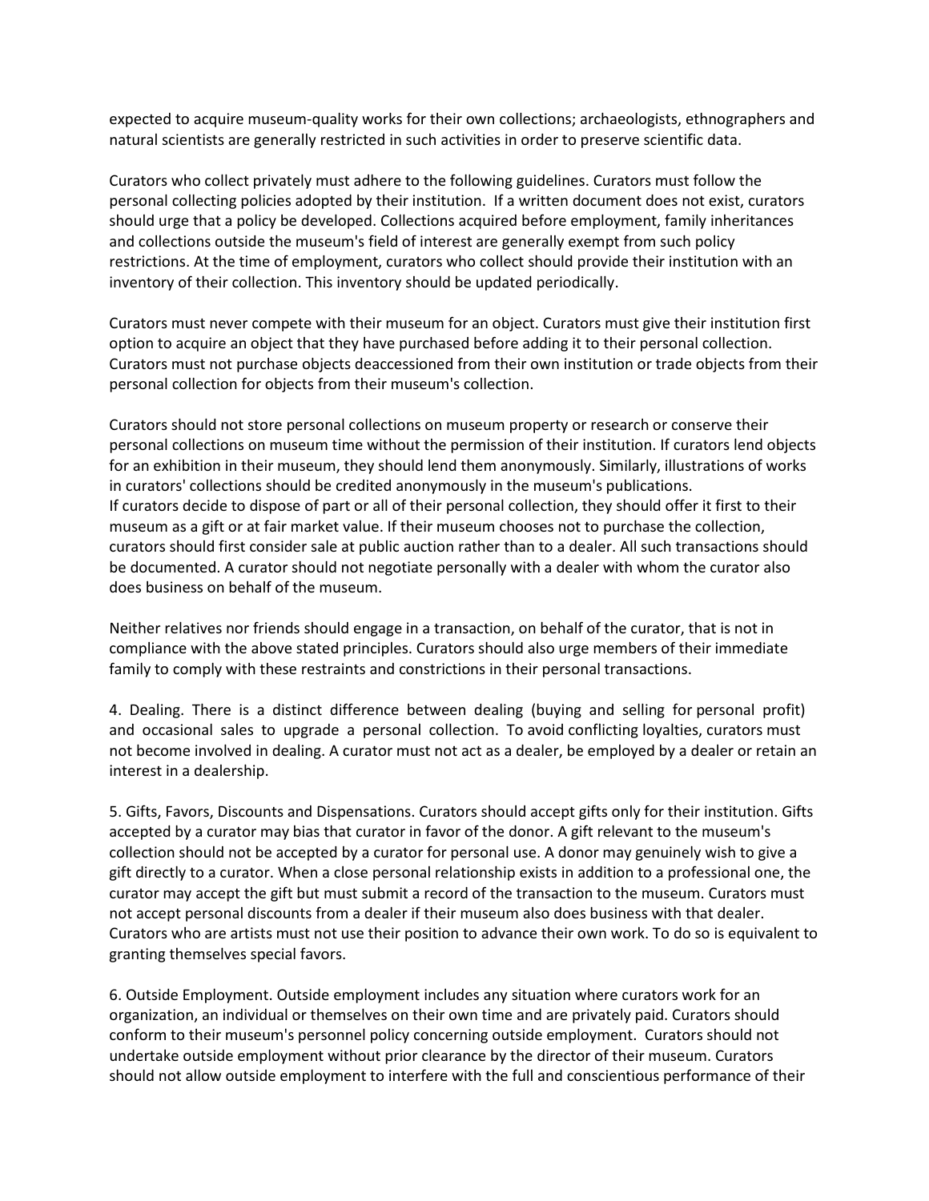expected to acquire museum-quality works for their own collections; archaeologists, ethnographers and natural scientists are generally restricted in such activities in order to preserve scientific data.

Curators who collect privately must adhere to the following guidelines. Curators must follow the personal collecting policies adopted by their institution. If a written document does not exist, curators should urge that a policy be developed. Collections acquired before employment, family inheritances and collections outside the museum's field of interest are generally exempt from such policy restrictions. At the time of employment, curators who collect should provide their institution with an inventory of their collection. This inventory should be updated periodically.

Curators must never compete with their museum for an object. Curators must give their institution first option to acquire an object that they have purchased before adding it to their personal collection. Curators must not purchase objects deaccessioned from their own institution or trade objects from their personal collection for objects from their museum's collection.

Curators should not store personal collections on museum property or research or conserve their personal collections on museum time without the permission of their institution. If curators lend objects for an exhibition in their museum, they should lend them anonymously. Similarly, illustrations of works in curators' collections should be credited anonymously in the museum's publications.
If curators decide to dispose of part or all of their personal collection, they should offer it first to their museum as a gift or at fair market value. If their museum chooses not to purchase the collection, curators should first consider sale at public auction rather than to a dealer. All such transactions should be documented. A curator should not negotiate personally with a dealer with whom the curator also does business on behalf of the museum.

Neither relatives nor friends should engage in a transaction, on behalf of the curator, that is not in compliance with the above stated principles. Curators should also urge members of their immediate family to comply with these restraints and constrictions in their personal transactions.

4. Dealing. There is a distinct difference between dealing (buying and selling for personal profit) and occasional sales to upgrade a personal collection. To avoid conflicting loyalties, curators must not become involved in dealing. A curator must not act as a dealer, be employed by a dealer or retain an interest in a dealership.

5. Gifts, Favors, Discounts and Dispensations. Curators should accept gifts only for their institution. Gifts accepted by a curator may bias that curator in favor of the donor. A gift relevant to the museum's collection should not be accepted by a curator for personal use. A donor may genuinely wish to give a gift directly to a curator. When a close personal relationship exists in addition to a professional one, the curator may accept the gift but must submit a record of the transaction to the museum. Curators must not accept personal discounts from a dealer if their museum also does business with that dealer. Curators who are artists must not use their position to advance their own work. To do so is equivalent to granting themselves special favors.

6. Outside Employment. Outside employment includes any situation where curators work for an organization, an individual or themselves on their own time and are privately paid. Curators should conform to their museum's personnel policy concerning outside employment. Curators should not undertake outside employment without prior clearance by the director of their museum. Curators should not allow outside employment to interfere with the full and conscientious performance of their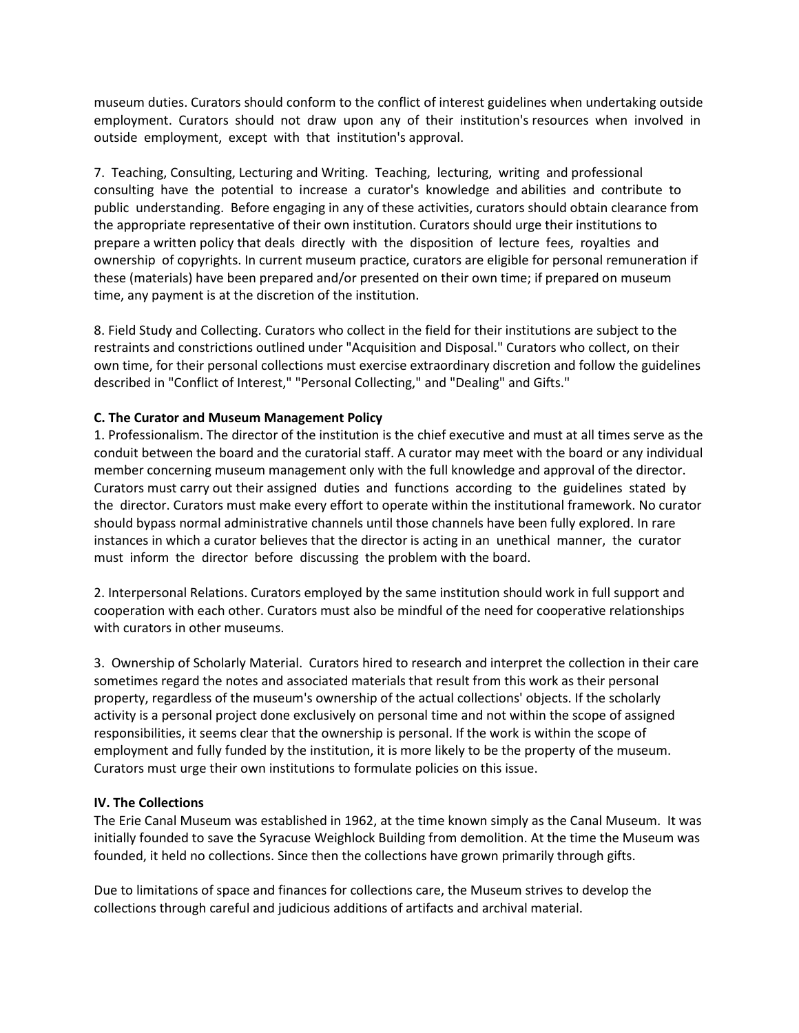museum duties. Curators should conform to the conflict of interest guidelines when undertaking outside employment. Curators should not draw upon any of their institution's resources when involved in outside employment, except with that institution's approval.

7. Teaching, Consulting, Lecturing and Writing. Teaching, lecturing, writing and professional consulting have the potential to increase a curator's knowledge and abilities and contribute to public understanding. Before engaging in any of these activities, curators should obtain clearance from the appropriate representative of their own institution. Curators should urge their institutions to prepare a written policy that deals directly with the disposition of lecture fees, royalties and ownership of copyrights. In current museum practice, curators are eligible for personal remuneration if these (materials) have been prepared and/or presented on their own time; if prepared on museum time, any payment is at the discretion of the institution.

8. Field Study and Collecting. Curators who collect in the field for their institutions are subject to the restraints and constrictions outlined under "Acquisition and Disposal." Curators who collect, on their own time, for their personal collections must exercise extraordinary discretion and follow the guidelines described in "Conflict of Interest," "Personal Collecting," and "Dealing" and Gifts."

**C. The Curator and Museum Management Policy**

1. Professionalism. The director of the institution is the chief executive and must at all times serve as the conduit between the board and the curatorial staff. A curator may meet with the board or any individual member concerning museum management only with the full knowledge and approval of the director. Curators must carry out their assigned duties and functions according to the guidelines stated by the director. Curators must make every effort to operate within the institutional framework. No curator should bypass normal administrative channels until those channels have been fully explored. In rare instances in which a curator believes that the director is acting in an unethical manner, the curator must inform the director before discussing the problem with the board.

2. Interpersonal Relations. Curators employed by the same institution should work in full support and cooperation with each other. Curators must also be mindful of the need for cooperative relationships with curators in other museums.

3. Ownership of Scholarly Material. Curators hired to research and interpret the collection in their care sometimes regard the notes and associated materials that result from this work as their personal property, regardless of the museum's ownership of the actual collections' objects. If the scholarly activity is a personal project done exclusively on personal time and not within the scope of assigned responsibilities, it seems clear that the ownership is personal. If the work is within the scope of employment and fully funded by the institution, it is more likely to be the property of the museum. Curators must urge their own institutions to formulate policies on this issue.

**IV. The Collections**

The Erie Canal Museum was established in 1962, at the time known simply as the Canal Museum. It was initially founded to save the Syracuse Weighlock Building from demolition. At the time the Museum was founded, it held no collections. Since then the collections have grown primarily through gifts.

Due to limitations of space and finances for collections care, the Museum strives to develop the collections through careful and judicious additions of artifacts and archival material.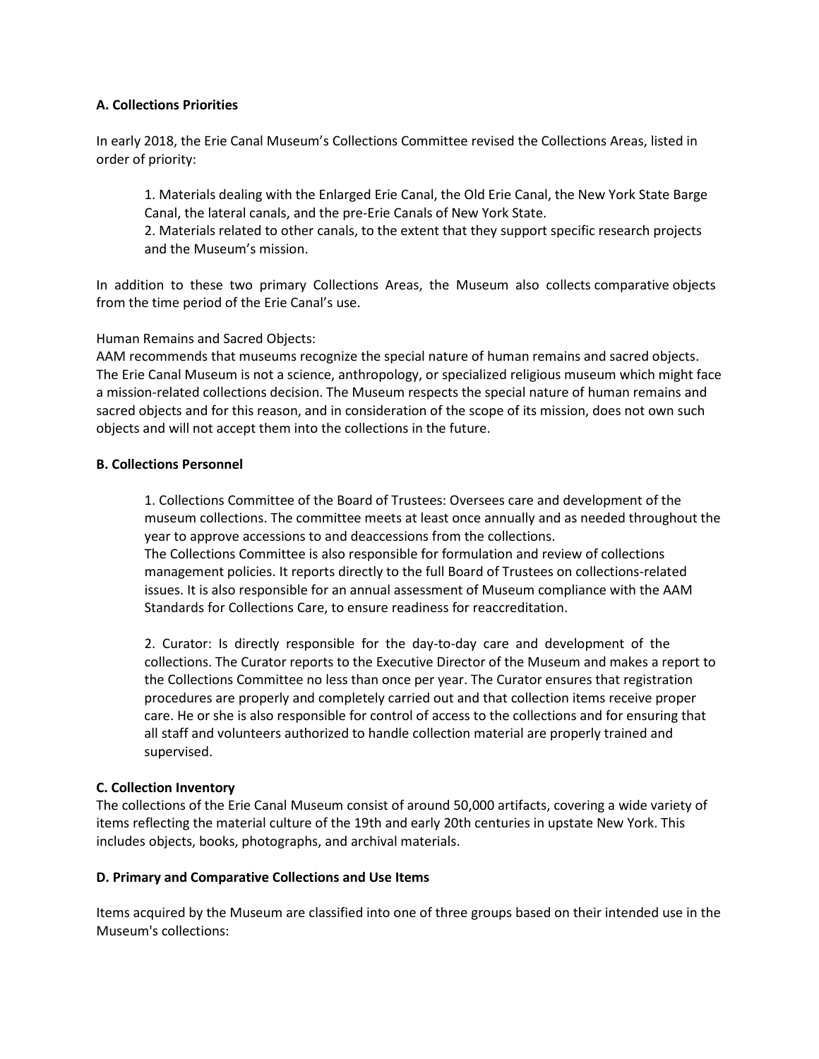**A. Collections Priorities**

In early 2018, the Erie Canal Museum's Collections Committee revised the Collections Areas, listed in order of priority:

1. Materials dealing with the Enlarged Erie Canal, the Old Erie Canal, the New York State Barge Canal, the lateral canals, and the pre-Erie Canals of New York State.
2. Materials related to other canals, to the extent that they support specific research projects and the Museum's mission.

In addition to these two primary Collections Areas, the Museum also collects comparative objects from the time period of the Erie Canal's use.

Human Remains and Sacred Objects:
AAM recommends that museums recognize the special nature of human remains and sacred objects. The Erie Canal Museum is not a science, anthropology, or specialized religious museum which might face a mission-related collections decision. The Museum respects the special nature of human remains and sacred objects and for this reason, and in consideration of the scope of its mission, does not own such objects and will not accept them into the collections in the future.

**B. Collections Personnel**

1. Collections Committee of the Board of Trustees: Oversees care and development of the museum collections. The committee meets at least once annually and as needed throughout the year to approve accessions to and deaccessions from the collections.
The Collections Committee is also responsible for formulation and review of collections management policies. It reports directly to the full Board of Trustees on collections-related issues. It is also responsible for an annual assessment of Museum compliance with the AAM Standards for Collections Care, to ensure readiness for reaccreditation.

2. Curator: Is directly responsible for the day-to-day care and development of the collections. The Curator reports to the Executive Director of the Museum and makes a report to the Collections Committee no less than once per year. The Curator ensures that registration procedures are properly and completely carried out and that collection items receive proper care. He or she is also responsible for control of access to the collections and for ensuring that all staff and volunteers authorized to handle collection material are properly trained and supervised.

**C. Collection Inventory**

The collections of the Erie Canal Museum consist of around 50,000 artifacts, covering a wide variety of items reflecting the material culture of the 19th and early 20th centuries in upstate New York. This includes objects, books, photographs, and archival materials.

**D. Primary and Comparative Collections and Use Items**

Items acquired by the Museum are classified into one of three groups based on their intended use in the Museum's collections: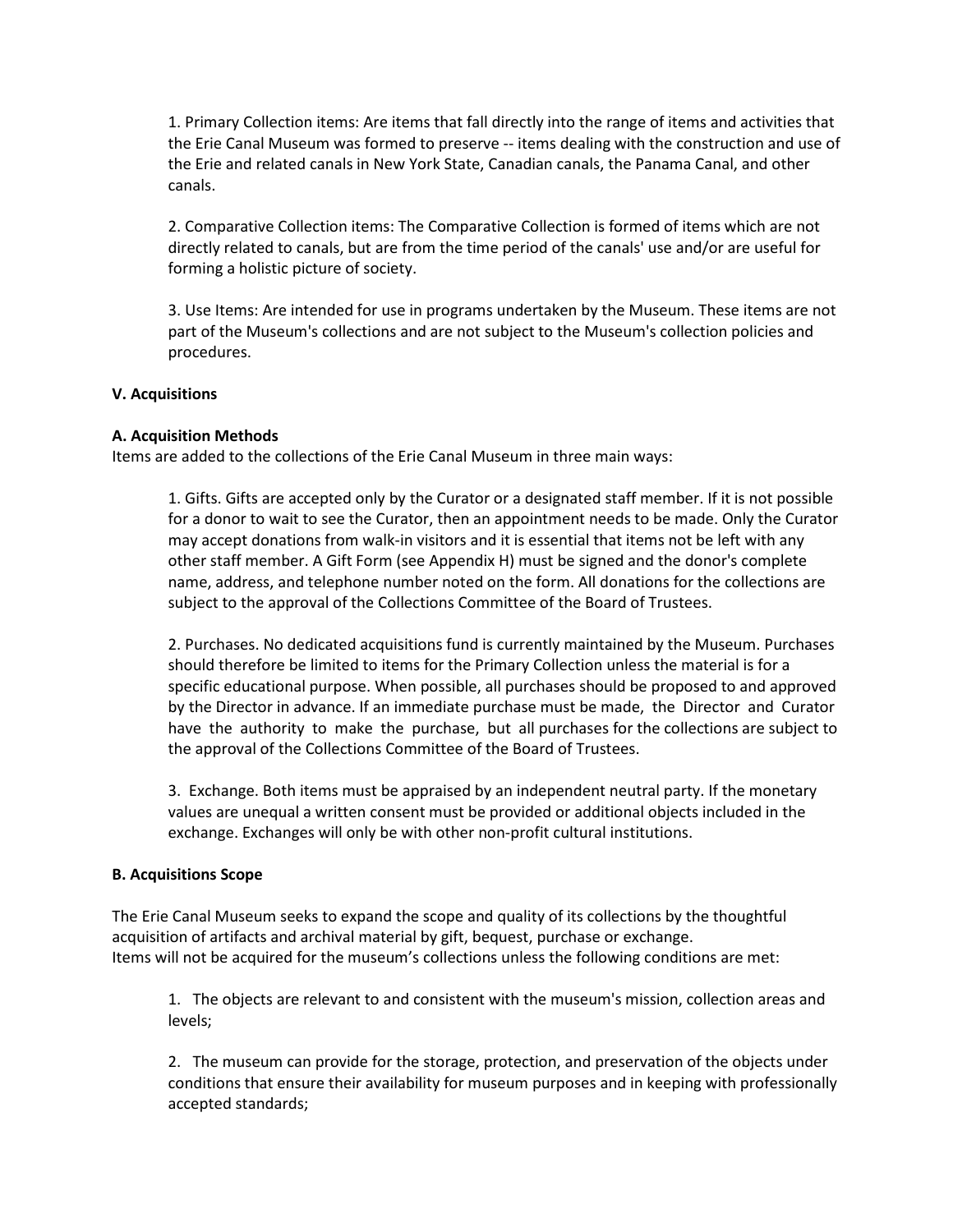1. Primary Collection items: Are items that fall directly into the range of items and activities that the Erie Canal Museum was formed to preserve -- items dealing with the construction and use of the Erie and related canals in New York State, Canadian canals, the Panama Canal, and other canals.

2. Comparative Collection items: The Comparative Collection is formed of items which are not directly related to canals, but are from the time period of the canals' use and/or are useful for forming a holistic picture of society.

3. Use Items: Are intended for use in programs undertaken by the Museum. These items are not part of the Museum's collections and are not subject to the Museum's collection policies and procedures.

**V. Acquisitions**

**A. Acquisition Methods**

Items are added to the collections of the Erie Canal Museum in three main ways:

1. Gifts. Gifts are accepted only by the Curator or a designated staff member. If it is not possible for a donor to wait to see the Curator, then an appointment needs to be made. Only the Curator may accept donations from walk-in visitors and it is essential that items not be left with any other staff member. A Gift Form (see Appendix H) must be signed and the donor's complete name, address, and telephone number noted on the form. All donations for the collections are subject to the approval of the Collections Committee of the Board of Trustees.

2. Purchases. No dedicated acquisitions fund is currently maintained by the Museum. Purchases should therefore be limited to items for the Primary Collection unless the material is for a specific educational purpose. When possible, all purchases should be proposed to and approved by the Director in advance. If an immediate purchase must be made, the Director and Curator have the authority to make the purchase, but all purchases for the collections are subject to the approval of the Collections Committee of the Board of Trustees.

3. Exchange. Both items must be appraised by an independent neutral party. If the monetary values are unequal a written consent must be provided or additional objects included in the exchange. Exchanges will only be with other non-profit cultural institutions.

**B. Acquisitions Scope**

The Erie Canal Museum seeks to expand the scope and quality of its collections by the thoughtful acquisition of artifacts and archival material by gift, bequest, purchase or exchange.
Items will not be acquired for the museum's collections unless the following conditions are met:

1. The objects are relevant to and consistent with the museum's mission, collection areas and levels;

2. The museum can provide for the storage, protection, and preservation of the objects under conditions that ensure their availability for museum purposes and in keeping with professionally accepted standards;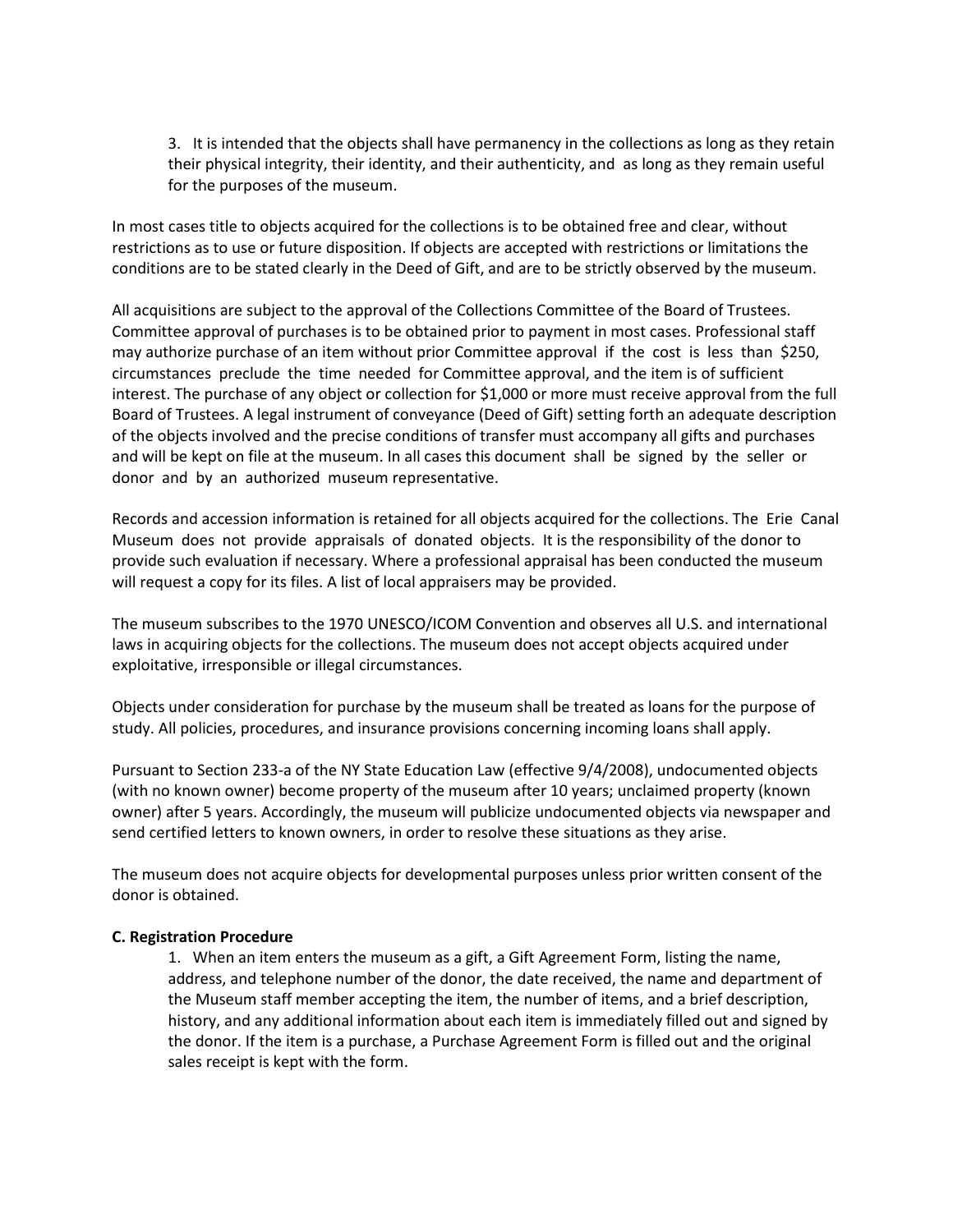3. It is intended that the objects shall have permanency in the collections as long as they retain their physical integrity, their identity, and their authenticity, and as long as they remain useful for the purposes of the museum.

In most cases title to objects acquired for the collections is to be obtained free and clear, without restrictions as to use or future disposition. If objects are accepted with restrictions or limitations the conditions are to be stated clearly in the Deed of Gift, and are to be strictly observed by the museum.

All acquisitions are subject to the approval of the Collections Committee of the Board of Trustees. Committee approval of purchases is to be obtained prior to payment in most cases. Professional staff may authorize purchase of an item without prior Committee approval if the cost is less than $250, circumstances preclude the time needed for Committee approval, and the item is of sufficient interest. The purchase of any object or collection for $1,000 or more must receive approval from the full Board of Trustees. A legal instrument of conveyance (Deed of Gift) setting forth an adequate description of the objects involved and the precise conditions of transfer must accompany all gifts and purchases and will be kept on file at the museum. In all cases this document shall be signed by the seller or donor and by an authorized museum representative.

Records and accession information is retained for all objects acquired for the collections. The Erie Canal Museum does not provide appraisals of donated objects. It is the responsibility of the donor to provide such evaluation if necessary. Where a professional appraisal has been conducted the museum will request a copy for its files. A list of local appraisers may be provided.

The museum subscribes to the 1970 UNESCO/ICOM Convention and observes all U.S. and international laws in acquiring objects for the collections. The museum does not accept objects acquired under exploitative, irresponsible or illegal circumstances.

Objects under consideration for purchase by the museum shall be treated as loans for the purpose of study. All policies, procedures, and insurance provisions concerning incoming loans shall apply.

Pursuant to Section 233-a of the NY State Education Law (effective 9/4/2008), undocumented objects (with no known owner) become property of the museum after 10 years; unclaimed property (known owner) after 5 years. Accordingly, the museum will publicize undocumented objects via newspaper and send certified letters to known owners, in order to resolve these situations as they arise.

The museum does not acquire objects for developmental purposes unless prior written consent of the donor is obtained.

**C. Registration Procedure**

1. When an item enters the museum as a gift, a Gift Agreement Form, listing the name, address, and telephone number of the donor, the date received, the name and department of the Museum staff member accepting the item, the number of items, and a brief description, history, and any additional information about each item is immediately filled out and signed by the donor. If the item is a purchase, a Purchase Agreement Form is filled out and the original sales receipt is kept with the form.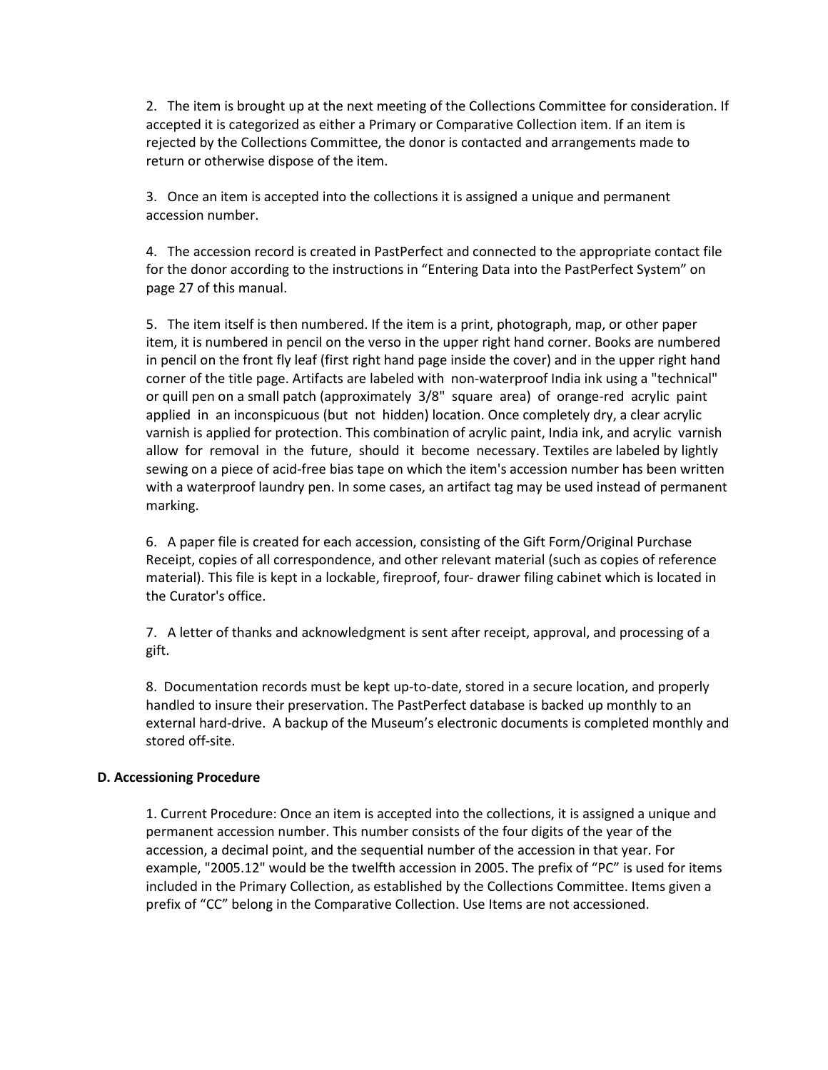2. The item is brought up at the next meeting of the Collections Committee for consideration. If accepted it is categorized as either a Primary or Comparative Collection item. If an item is rejected by the Collections Committee, the donor is contacted and arrangements made to return or otherwise dispose of the item.

3. Once an item is accepted into the collections it is assigned a unique and permanent accession number.

4. The accession record is created in PastPerfect and connected to the appropriate contact file for the donor according to the instructions in "Entering Data into the PastPerfect System" on page 27 of this manual.

5. The item itself is then numbered. If the item is a print, photograph, map, or other paper item, it is numbered in pencil on the verso in the upper right hand corner. Books are numbered in pencil on the front fly leaf (first right hand page inside the cover) and in the upper right hand corner of the title page. Artifacts are labeled with non-waterproof India ink using a "technical" or quill pen on a small patch (approximately 3/8" square area) of orange-red acrylic paint applied in an inconspicuous (but not hidden) location. Once completely dry, a clear acrylic varnish is applied for protection. This combination of acrylic paint, India ink, and acrylic varnish allow for removal in the future, should it become necessary. Textiles are labeled by lightly sewing on a piece of acid-free bias tape on which the item's accession number has been written with a waterproof laundry pen. In some cases, an artifact tag may be used instead of permanent marking.

6. A paper file is created for each accession, consisting of the Gift Form/Original Purchase Receipt, copies of all correspondence, and other relevant material (such as copies of reference material). This file is kept in a lockable, fireproof, four- drawer filing cabinet which is located in the Curator's office.

7. A letter of thanks and acknowledgment is sent after receipt, approval, and processing of a gift.

8. Documentation records must be kept up-to-date, stored in a secure location, and properly handled to insure their preservation. The PastPerfect database is backed up monthly to an external hard-drive. A backup of the Museum's electronic documents is completed monthly and stored off-site.

**D. Accessioning Procedure**

1. Current Procedure: Once an item is accepted into the collections, it is assigned a unique and permanent accession number. This number consists of the four digits of the year of the accession, a decimal point, and the sequential number of the accession in that year. For example, "2005.12" would be the twelfth accession in 2005. The prefix of "PC" is used for items included in the Primary Collection, as established by the Collections Committee. Items given a prefix of "CC" belong in the Comparative Collection. Use Items are not accessioned.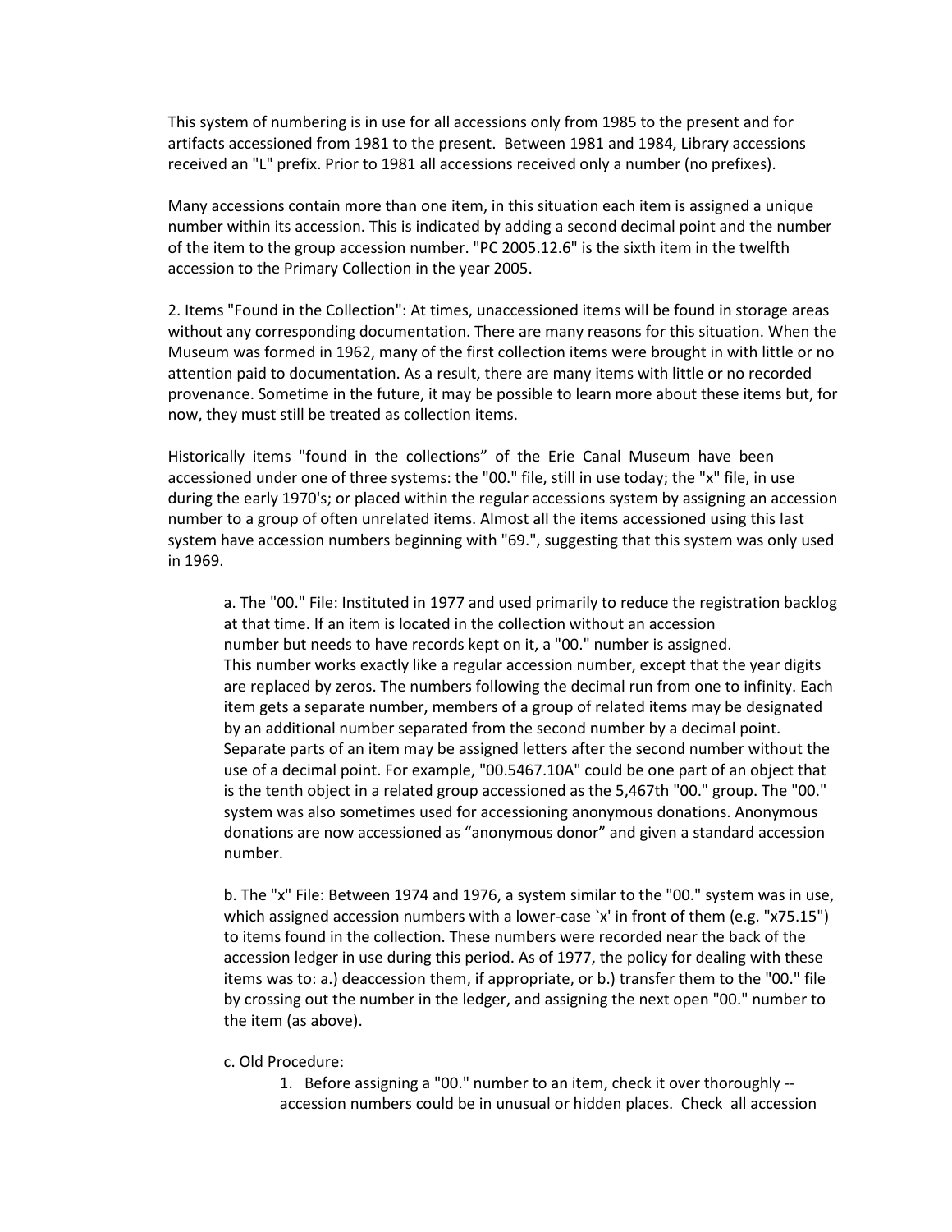This system of numbering is in use for all accessions only from 1985 to the present and for artifacts accessioned from 1981 to the present. Between 1981 and 1984, Library accessions received an "L" prefix. Prior to 1981 all accessions received only a number (no prefixes).

Many accessions contain more than one item, in this situation each item is assigned a unique number within its accession. This is indicated by adding a second decimal point and the number of the item to the group accession number. "PC 2005.12.6" is the sixth item in the twelfth accession to the Primary Collection in the year 2005.

2. Items "Found in the Collection": At times, unaccessioned items will be found in storage areas without any corresponding documentation. There are many reasons for this situation. When the Museum was formed in 1962, many of the first collection items were brought in with little or no attention paid to documentation. As a result, there are many items with little or no recorded provenance. Sometime in the future, it may be possible to learn more about these items but, for now, they must still be treated as collection items.

Historically items "found in the collections" of the Erie Canal Museum have been accessioned under one of three systems: the "00." file, still in use today; the "x" file, in use during the early 1970's; or placed within the regular accessions system by assigning an accession number to a group of often unrelated items. Almost all the items accessioned using this last system have accession numbers beginning with "69.", suggesting that this system was only used in 1969.

a. The "00." File: Instituted in 1977 and used primarily to reduce the registration backlog at that time. If an item is located in the collection without an accession number but needs to have records kept on it, a "00." number is assigned. This number works exactly like a regular accession number, except that the year digits are replaced by zeros. The numbers following the decimal run from one to infinity. Each item gets a separate number, members of a group of related items may be designated by an additional number separated from the second number by a decimal point. Separate parts of an item may be assigned letters after the second number without the use of a decimal point. For example, "00.5467.10A" could be one part of an object that is the tenth object in a related group accessioned as the 5,467th "00." group. The "00." system was also sometimes used for accessioning anonymous donations. Anonymous donations are now accessioned as "anonymous donor" and given a standard accession number.

b. The "x" File: Between 1974 and 1976, a system similar to the "00." system was in use, which assigned accession numbers with a lower-case `x' in front of them (e.g. "x75.15") to items found in the collection. These numbers were recorded near the back of the accession ledger in use during this period. As of 1977, the policy for dealing with these items was to: a.) deaccession them, if appropriate, or b.) transfer them to the "00." file by crossing out the number in the ledger, and assigning the next open "00." number to the item (as above).

c. Old Procedure:

1. Before assigning a "00." number to an item, check it over thoroughly -- accession numbers could be in unusual or hidden places. Check all accession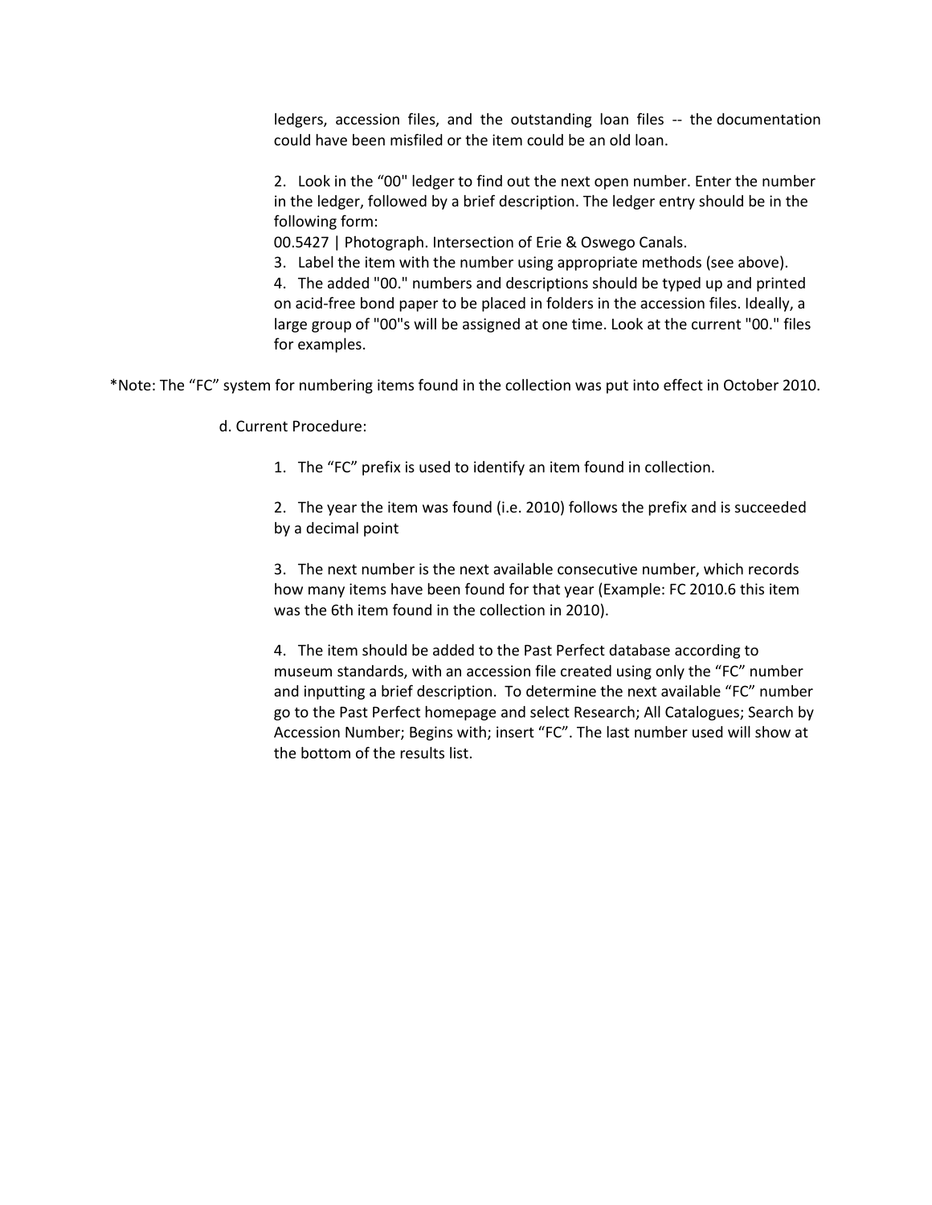ledgers, accession files, and the outstanding loan files -- the documentation could have been misfiled or the item could be an old loan.

2. Look in the “00" ledger to find out the next open number. Enter the number in the ledger, followed by a brief description. The ledger entry should be in the following form:
00.5427 | Photograph. Intersection of Erie & Oswego Canals.
3. Label the item with the number using appropriate methods (see above).
4. The added "00." numbers and descriptions should be typed up and printed on acid-free bond paper to be placed in folders in the accession files. Ideally, a large group of "00"s will be assigned at one time. Look at the current "00." files for examples.

*Note: The “FC” system for numbering items found in the collection was put into effect in October 2010.

d. Current Procedure:

1. The “FC” prefix is used to identify an item found in collection.

2. The year the item was found (i.e. 2010) follows the prefix and is succeeded by a decimal point

3. The next number is the next available consecutive number, which records how many items have been found for that year (Example: FC 2010.6 this item was the 6th item found in the collection in 2010).

4. The item should be added to the Past Perfect database according to museum standards, with an accession file created using only the “FC” number and inputting a brief description. To determine the next available “FC” number go to the Past Perfect homepage and select Research; All Catalogues; Search by Accession Number; Begins with; insert “FC”. The last number used will show at the bottom of the results list.